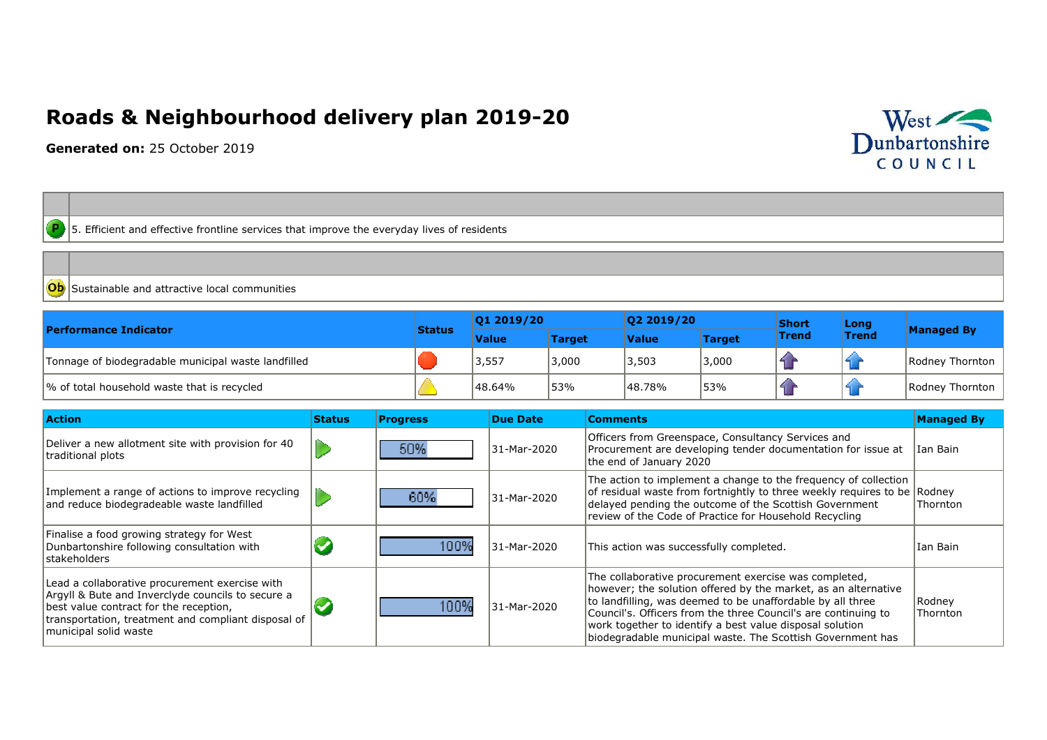# Roads & Neighbourhood delivery plan 2019-20

**Generated on:** 25 October 2019

| | |
|---|---|
| P | 5. Efficient and effective frontline services that improve the everyday lives of residents |

| | |
|---|---|
| Ob | Sustainable and attractive local communities |

| Performance Indicator | Status | Q1 2019/20 | | Q2 2019/20 | | Short Trend | Long Trend | Managed By |
|---|---|---|---|---|---|---|---|---|
| | | Value | Target | Value | Target | | | |
| Tonnage of biodegradable municipal waste landfilled | | 3,557 | 3,000 | 3,503 | 3,000 | | | Rodney Thornton |
| % of total household waste that is recycled | | 48.64% | 53% | 48.78% | 53% | | | Rodney Thornton |

| Action | Status | Progress | Due Date | Comments | Managed By |
|---|---|---|---|---|---|
| Deliver a new allotment site with provision for 40 traditional plots | | 50% | 31-Mar-2020 | Officers from Greenspace, Consultancy Services and Procurement are developing tender documentation for issue at the end of January 2020 | Ian Bain |
| Implement a range of actions to improve recycling and reduce biodegradeable waste landfilled | | 60% | 31-Mar-2020 | The action to implement a change to the frequency of collection of residual waste from fortnightly to three weekly requires to be delayed pending the outcome of the Scottish Government review of the Code of Practice for Household Recycling | Rodney Thornton |
| Finalise a food growing strategy for West Dunbartonshire following consultation with stakeholders | | 100% | 31-Mar-2020 | This action was successfully completed. | Ian Bain |
| Lead a collaborative procurement exercise with Argyll & Bute and Inverclyde councils to secure a best value contract for the reception, transportation, treatment and compliant disposal of municipal solid waste | | 100% | 31-Mar-2020 | The collaborative procurement exercise was completed, however; the solution offered by the market, as an alternative to landfilling, was deemed to be unaffordable by all three Council's. Officers from the three Council's are continuing to work together to identify a best value disposal solution biodegradable municipal waste. The Scottish Government has | Rodney Thornton |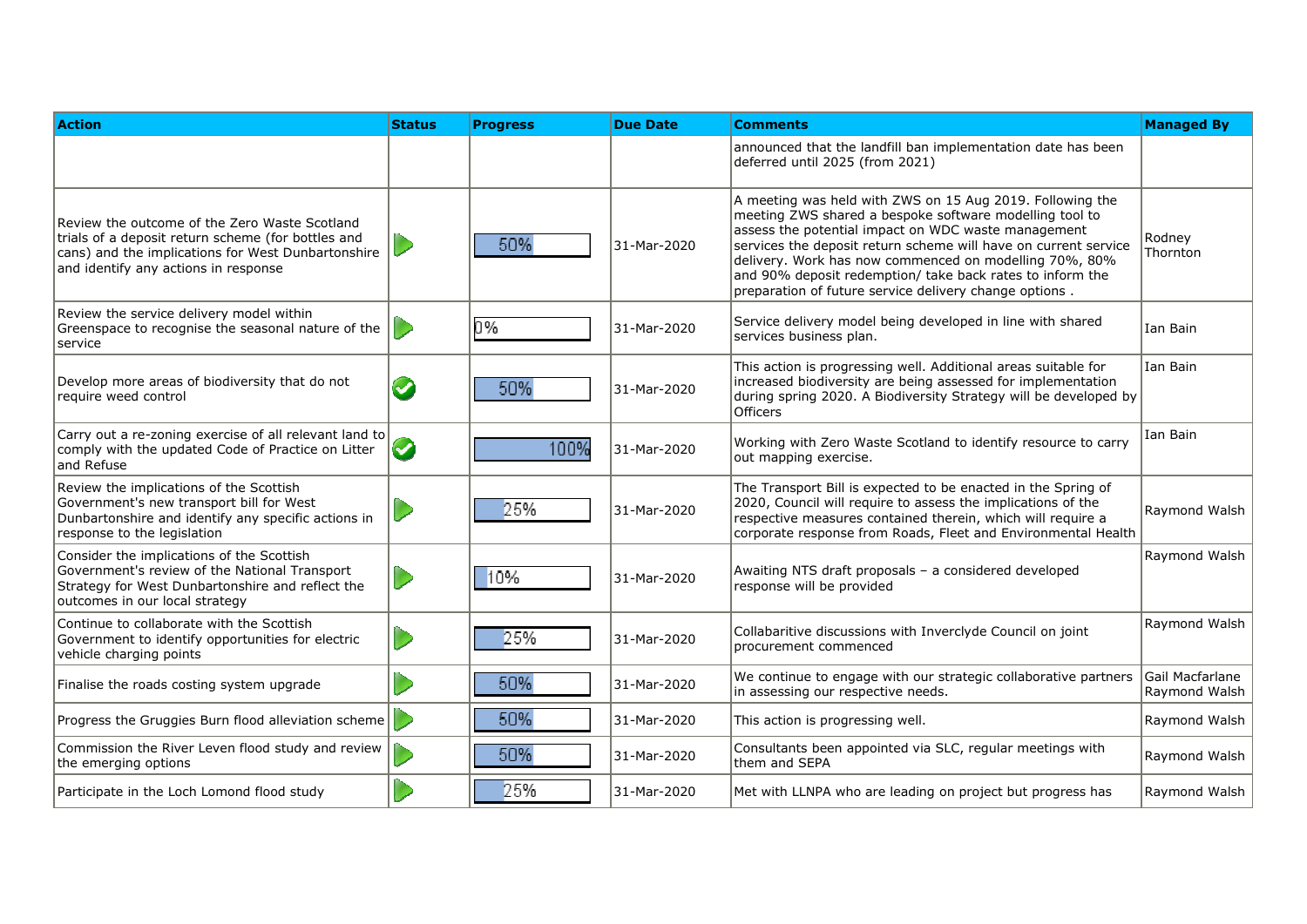| Action | Status | Progress | Due Date | Comments | Managed By |
|---|---|---|---|---|---|
| | | | | announced that the landfill ban implementation date has been deferred until 2025 (from 2021) | |
| Review the outcome of the Zero Waste Scotland trials of a deposit return scheme (for bottles and cans) and the implications for West Dunbartonshire and identify any actions in response | | 50% | 31-Mar-2020 | A meeting was held with ZWS on 15 Aug 2019. Following the meeting ZWS shared a bespoke software modelling tool to assess the potential impact on WDC waste management services the deposit return scheme will have on current service delivery. Work has now commenced on modelling 70%, 80% and 90% deposit redemption/ take back rates to inform the preparation of future service delivery change options . | Rodney Thornton |
| Review the service delivery model within Greenspace to recognise the seasonal nature of the service | | 0% | 31-Mar-2020 | Service delivery model being developed in line with shared services business plan. | Ian Bain |
| Develop more areas of biodiversity that do not require weed control | | 50% | 31-Mar-2020 | This action is progressing well. Additional areas suitable for increased biodiversity are being assessed for implementation during spring 2020. A Biodiversity Strategy will be developed by Officers | Ian Bain |
| Carry out a re-zoning exercise of all relevant land to comply with the updated Code of Practice on Litter and Refuse | | 100% | 31-Mar-2020 | Working with Zero Waste Scotland to identify resource to carry out mapping exercise. | Ian Bain |
| Review the implications of the Scottish Government's new transport bill for West Dunbartonshire and identify any specific actions in response to the legislation | | 25% | 31-Mar-2020 | The Transport Bill is expected to be enacted in the Spring of 2020, Council will require to assess the implications of the respective measures contained therein, which will require a corporate response from Roads, Fleet and Environmental Health | Raymond Walsh |
| Consider the implications of the Scottish Government's review of the National Transport Strategy for West Dunbartonshire and reflect the outcomes in our local strategy | | 10% | 31-Mar-2020 | Awaiting NTS draft proposals – a considered developed response will be provided | Raymond Walsh |
| Continue to collaborate with the Scottish Government to identify opportunities for electric vehicle charging points | | 25% | 31-Mar-2020 | Collaboritive discussions with Inverclyde Council on joint procurement commenced | Raymond Walsh |
| Finalise the roads costing system upgrade | | 50% | 31-Mar-2020 | We continue to engage with our strategic collaborative partners in assessing our respective needs. | Gail Macfarlane Raymond Walsh |
| Progress the Gruggies Burn flood alleviation scheme | | 50% | 31-Mar-2020 | This action is progressing well. | Raymond Walsh |
| Commission the River Leven flood study and review the emerging options | | 50% | 31-Mar-2020 | Consultants been appointed via SLC, regular meetings with them and SEPA | Raymond Walsh |
| Participate in the Loch Lomond flood study | | 25% | 31-Mar-2020 | Met with LLNPA who are leading on project but progress has | Raymond Walsh |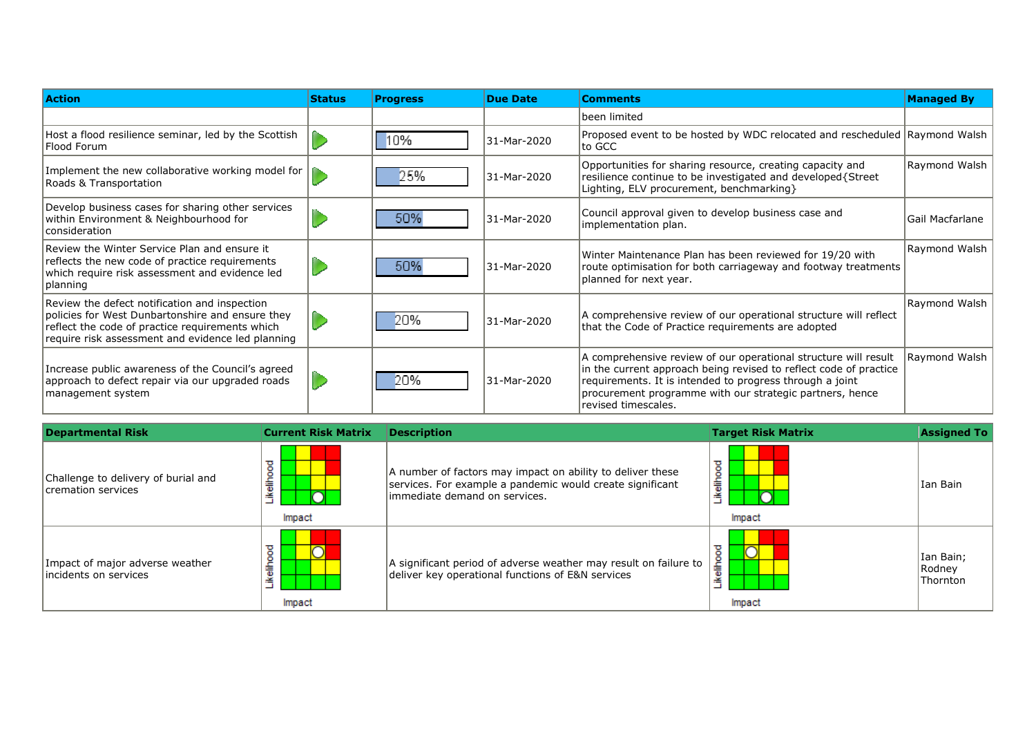| Action | Status | Progress | Due Date | Comments | Managed By |
|---|---|---|---|---|---|
| | | | | been limited | |
| Host a flood resilience seminar, led by the Scottish Flood Forum | | 10% | 31-Mar-2020 | Proposed event to be hosted by WDC relocated and rescheduled to GCC | Raymond Walsh |
| Implement the new collaborative working model for Roads & Transportation | | 25% | 31-Mar-2020 | Opportunities for sharing resource, creating capacity and resilience continue to be investigated and developed{Street Lighting, ELV procurement, benchmarking} | Raymond Walsh |
| Develop business cases for sharing other services within Environment & Neighbourhood for consideration | | 50% | 31-Mar-2020 | Council approval given to develop business case and implementation plan. | Gail Macfarlane |
| Review the Winter Service Plan and ensure it reflects the new code of practice requirements which require risk assessment and evidence led planning | | 50% | 31-Mar-2020 | Winter Maintenance Plan has been reviewed for 19/20 with route optimisation for both carriageway and footway treatments planned for next year. | Raymond Walsh |
| Review the defect notification and inspection policies for West Dunbartonshire and ensure they reflect the code of practice requirements which require risk assessment and evidence led planning | | 20% | 31-Mar-2020 | A comprehensive review of our operational structure will reflect that the Code of Practice requirements are adopted | Raymond Walsh |
| Increase public awareness of the Council's agreed approach to defect repair via our upgraded roads management system | | 20% | 31-Mar-2020 | A comprehensive review of our operational structure will result in the current approach being revised to reflect code of practice requirements. It is intended to progress through a joint procurement programme with our strategic partners, hence revised timescales. | Raymond Walsh |

| Departmental Risk | Current Risk Matrix | Description | Target Risk Matrix | Assigned To |
|---|---|---|---|---|
| Challenge to delivery of burial and cremation services | Likelihood / Impact | A number of factors may impact on ability to deliver these services. For example a pandemic would create significant immediate demand on services. | Likelihood / Impact | Ian Bain |
| Impact of major adverse weather incidents on services | Likelihood / Impact | A significant period of adverse weather may result on failure to deliver key operational functions of E&N services | Likelihood / Impact | Ian Bain; Rodney Thornton |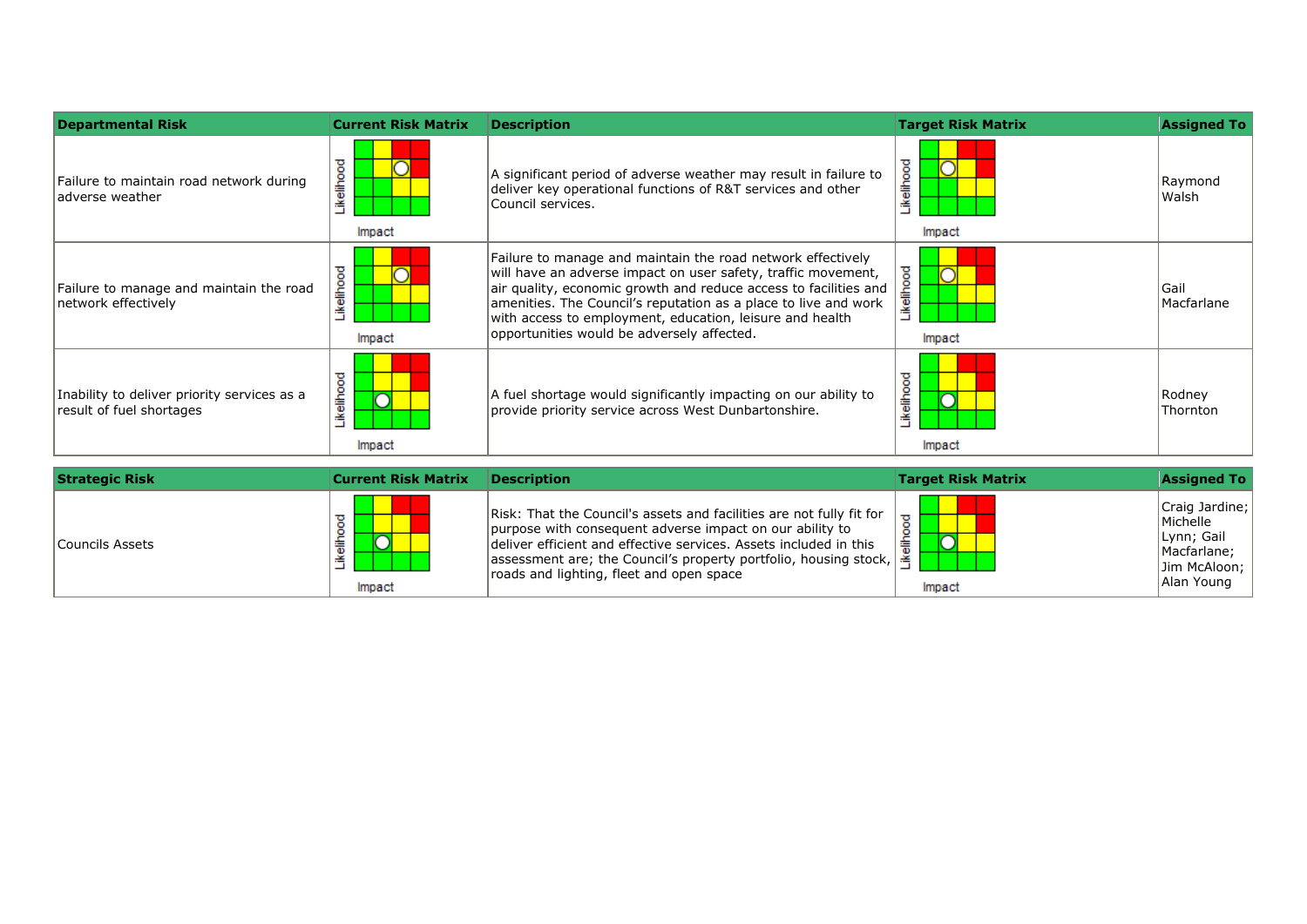| Departmental Risk | Current Risk Matrix | Description | Target Risk Matrix | Assigned To |
|---|---|---|---|---|
| Failure to maintain road network during adverse weather | Likelihood<br>Impact | A significant period of adverse weather may result in failure to deliver key operational functions of R&T services and other Council services. | Likelihood<br>Impact | Raymond Walsh |
| Failure to manage and maintain the road network effectively | Likelihood<br>Impact | Failure to manage and maintain the road network effectively will have an adverse impact on user safety, traffic movement, air quality, economic growth and reduce access to facilities and amenities. The Council's reputation as a place to live and work with access to employment, education, leisure and health opportunities would be adversely affected. | Likelihood<br>Impact | Gail Macfarlane |
| Inability to deliver priority services as a result of fuel shortages | Likelihood<br>Impact | A fuel shortage would significantly impacting on our ability to provide priority service across West Dunbartonshire. | Likelihood<br>Impact | Rodney Thornton |

| Strategic Risk | Current Risk Matrix | Description | Target Risk Matrix | Assigned To |
|---|---|---|---|---|
| Councils Assets | Likelihood<br>Impact | Risk: That the Council's assets and facilities are not fully fit for purpose with consequent adverse impact on our ability to deliver efficient and effective services. Assets included in this assessment are; the Council's property portfolio, housing stock, roads and lighting, fleet and open space | Likelihood<br>Impact | Craig Jardine; Michelle Lynn; Gail Macfarlane; Jim McAloon; Alan Young |